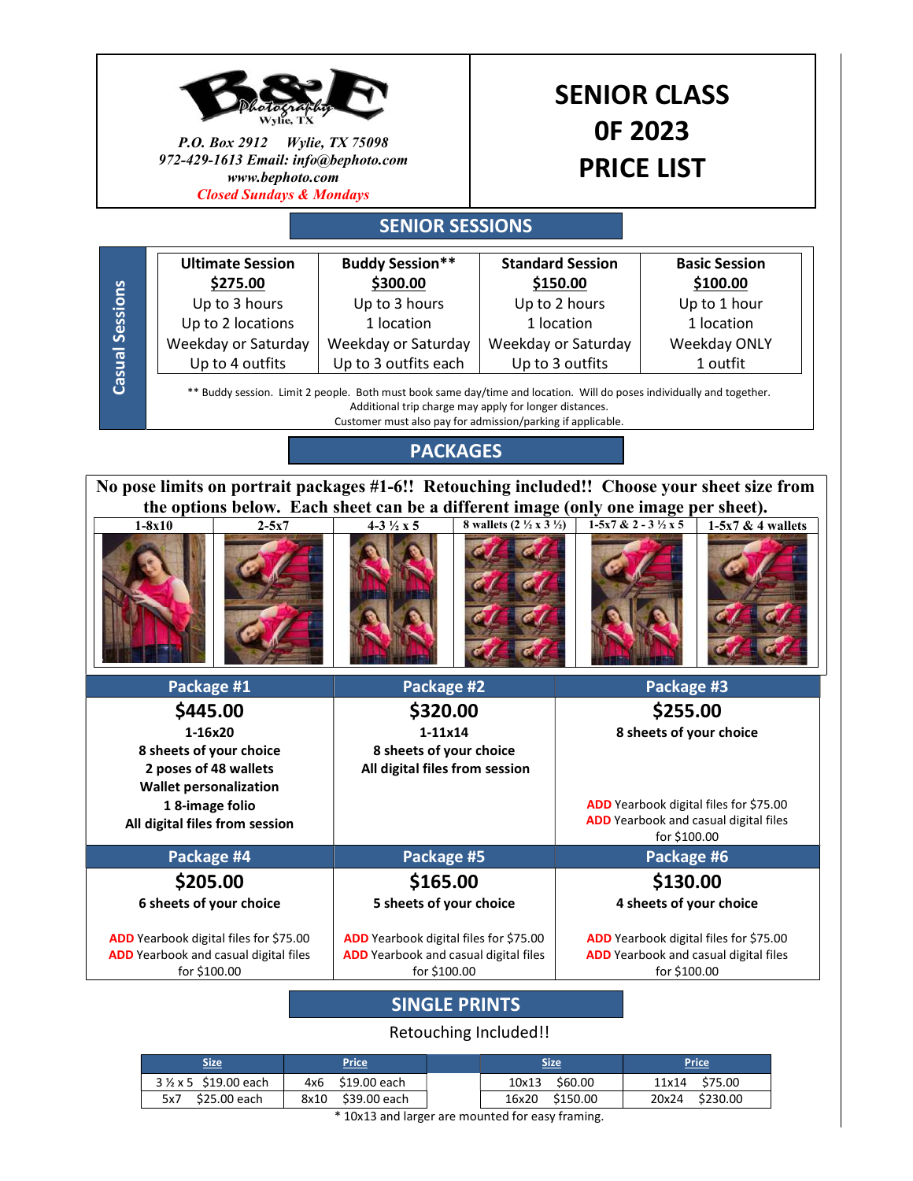B&E Photography
Wylie, TX

*P.O. Box 2912 Wylie, TX 75098*
*972-429-1613 Email: info@bephoto.com*
*www.bephoto.com*
*Closed Sundays & Mondays*

# SENIOR CLASS 0F 2023 PRICE LIST

## SENIOR SESSIONS

**Casual Sessions**

| Ultimate Session | Buddy Session** | Standard Session | Basic Session |
|---|---|---|---|
| $275.00 | $300.00 | $150.00 | $100.00 |
| Up to 3 hours | Up to 3 hours | Up to 2 hours | Up to 1 hour |
| Up to 2 locations | 1 location | 1 location | 1 location |
| Weekday or Saturday | Weekday or Saturday | Weekday or Saturday | Weekday ONLY |
| Up to 4 outfits | Up to 3 outfits each | Up to 3 outfits | 1 outfit |

** Buddy session. Limit 2 people. Both must book same day/time and location. Will do poses individually and together.
Additional trip charge may apply for longer distances.
Customer must also pay for admission/parking if applicable.

## PACKAGES

**No pose limits on portrait packages #1-6!! Retouching included!! Choose your sheet size from the options below. Each sheet can be a different image (only one image per sheet).**

| 1-8x10 | 2-5x7 | 4-3 ½ x 5 | 8 wallets (2 ½ x 3 ½) | 1-5x7 & 2 - 3 ½ x 5 | 1-5x7 & 4 wallets |
|---|---|---|---|---|---|

| Package #1 | Package #2 | Package #3 |
|---|---|---|
| **$445.00** | **$320.00** | **$255.00** |
| 1-16x20<br>8 sheets of your choice<br>2 poses of 48 wallets<br>Wallet personalization<br>1 8-image folio<br>All digital files from session | 1-11x14<br>8 sheets of your choice<br>All digital files from session | 8 sheets of your choice<br><br>ADD Yearbook digital files for $75.00<br>ADD Yearbook and casual digital files for $100.00 |

| Package #4 | Package #5 | Package #6 |
|---|---|---|
| **$205.00** | **$165.00** | **$130.00** |
| 6 sheets of your choice<br><br>ADD Yearbook digital files for $75.00<br>ADD Yearbook and casual digital files for $100.00 | 5 sheets of your choice<br><br>ADD Yearbook digital files for $75.00<br>ADD Yearbook and casual digital files for $100.00 | 4 sheets of your choice<br><br>ADD Yearbook digital files for $75.00<br>ADD Yearbook and casual digital files for $100.00 |

## SINGLE PRINTS

Retouching Included!!

| Size | Price | | Size | Price |
|---|---|---|---|---|
| 3 ½ x 5 $19.00 each | 4x6 $19.00 each | | 10x13 $60.00 | 11x14 $75.00 |
| 5x7 $25.00 each | 8x10 $39.00 each | | 16x20 $150.00 | 20x24 $230.00 |

* 10x13 and larger are mounted for easy framing.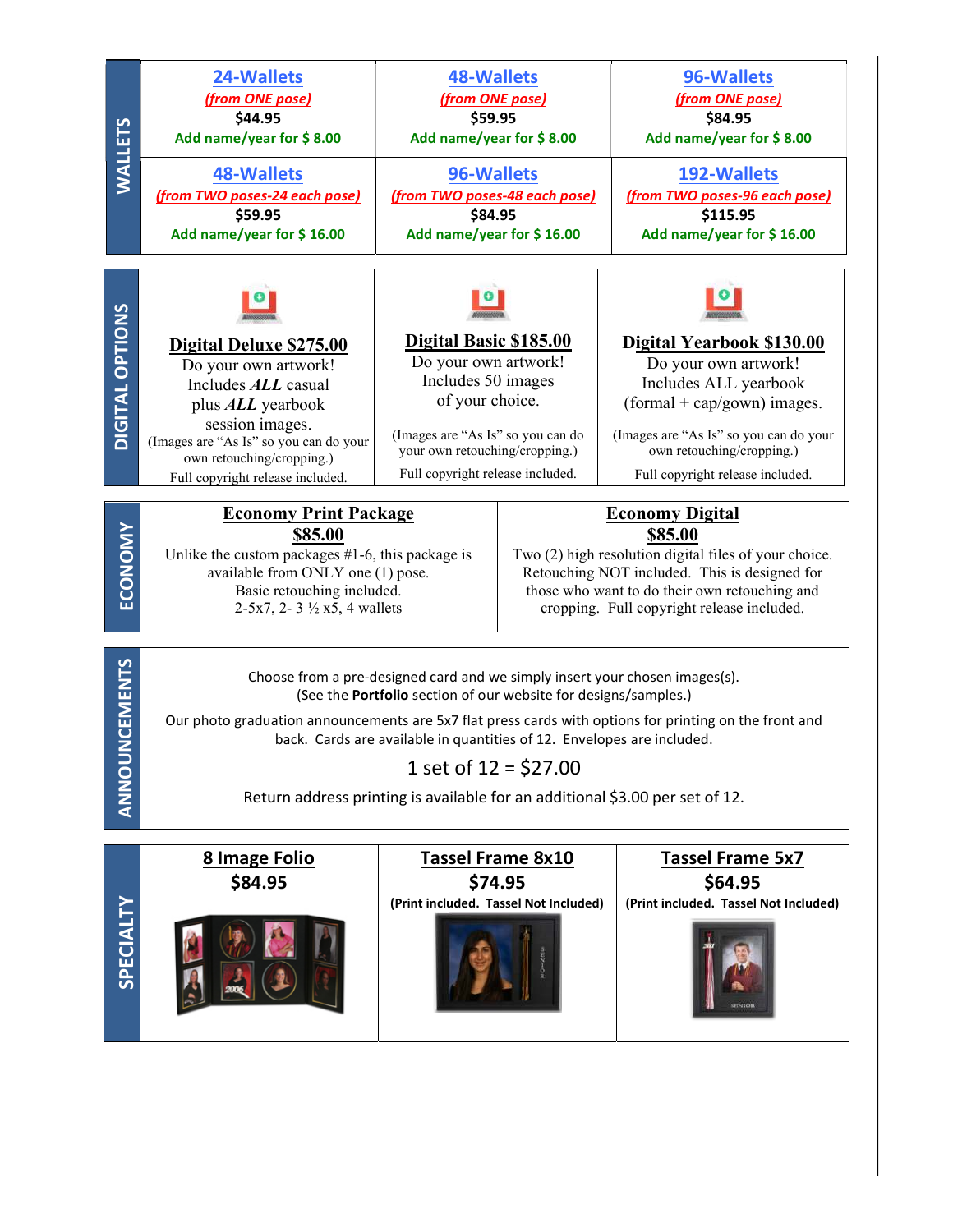## WALLETS

| 24-Wallets | 48-Wallets | 96-Wallets |
|---|---|---|
| *(from ONE pose)* | *(from ONE pose)* | *(from ONE pose)* |
| $44.95 | $59.95 | $84.95 |
| Add name/year for $ 8.00 | Add name/year for $ 8.00 | Add name/year for $ 8.00 |
| **48-Wallets** | **96-Wallets** | **192-Wallets** |
| *(from TWO poses-24 each pose)* | *(from TWO poses-48 each pose)* | *(from TWO poses-96 each pose)* |
| $59.95 | $84.95 | $115.95 |
| Add name/year for $ 16.00 | Add name/year for $ 16.00 | Add name/year for $ 16.00 |

## DIGITAL OPTIONS

**Digital Deluxe $275.00**

Do your own artwork!
Includes *ALL* casual plus *ALL* yearbook session images.
(Images are "As Is" so you can do your own retouching/cropping.)
Full copyright release included.

**Digital Basic $185.00**

Do your own artwork!
Includes 50 images of your choice.
(Images are "As Is" so you can do your own retouching/cropping.)
Full copyright release included.

**Digital Yearbook $130.00**

Do your own artwork!
Includes ALL yearbook (formal + cap/gown) images.
(Images are "As Is" so you can do your own retouching/cropping.)
Full copyright release included.

## ECONOMY

**Economy Print Package**
**$85.00**

Unlike the custom packages #1-6, this package is available from ONLY one (1) pose.
Basic retouching included.
2-5x7, 2- 3 ½ x5, 4 wallets

**Economy Digital**
**$85.00**

Two (2) high resolution digital files of your choice. Retouching NOT included. This is designed for those who want to do their own retouching and cropping. Full copyright release included.

## ANNOUNCEMENTS

Choose from a pre-designed card and we simply insert your chosen images(s).
(See the **Portfolio** section of our website for designs/samples.)

Our photo graduation announcements are 5x7 flat press cards with options for printing on the front and back. Cards are available in quantities of 12. Envelopes are included.

1 set of 12 = $27.00

Return address printing is available for an additional $3.00 per set of 12.

## SPECIALTY

**8 Image Folio**
**$84.95**

**Tassel Frame 8x10**
**$74.95**
**(Print included. Tassel Not Included)**

**Tassel Frame 5x7**
**$64.95**
**(Print included. Tassel Not Included)**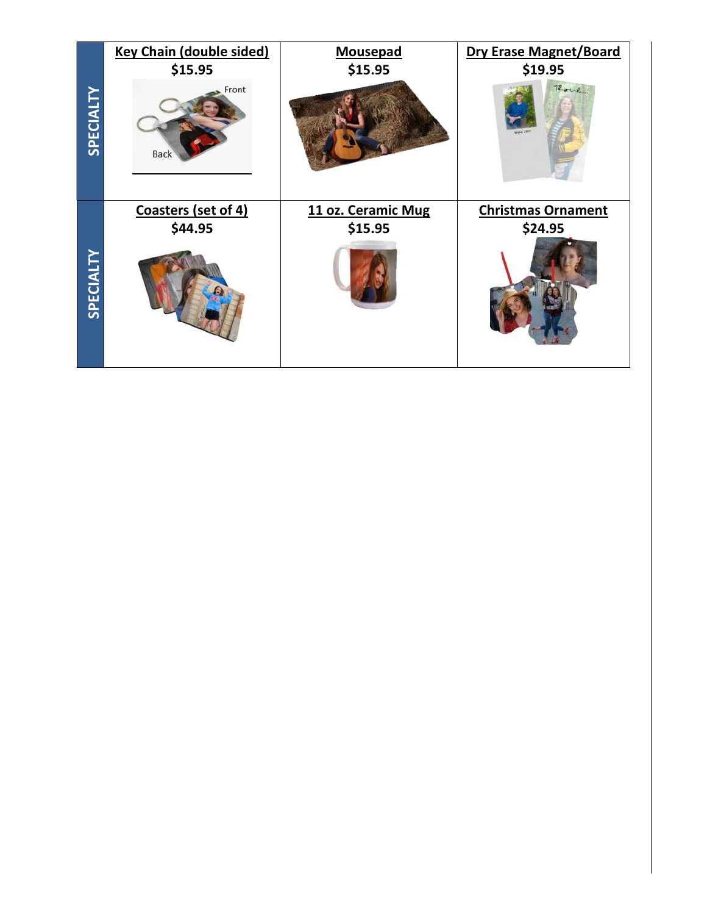| | | | |
|---|---|---|---|
| SPECIALTY | Key Chain (double sided)<br>$15.95<br>Front<br>Back | Mousepad<br>$15.95 | Dry Erase Magnet/Board<br>$19.95 |
| SPECIALTY | Coasters (set of 4)<br>$44.95 | 11 oz. Ceramic Mug<br>$15.95 | Christmas Ornament<br>$24.95 |